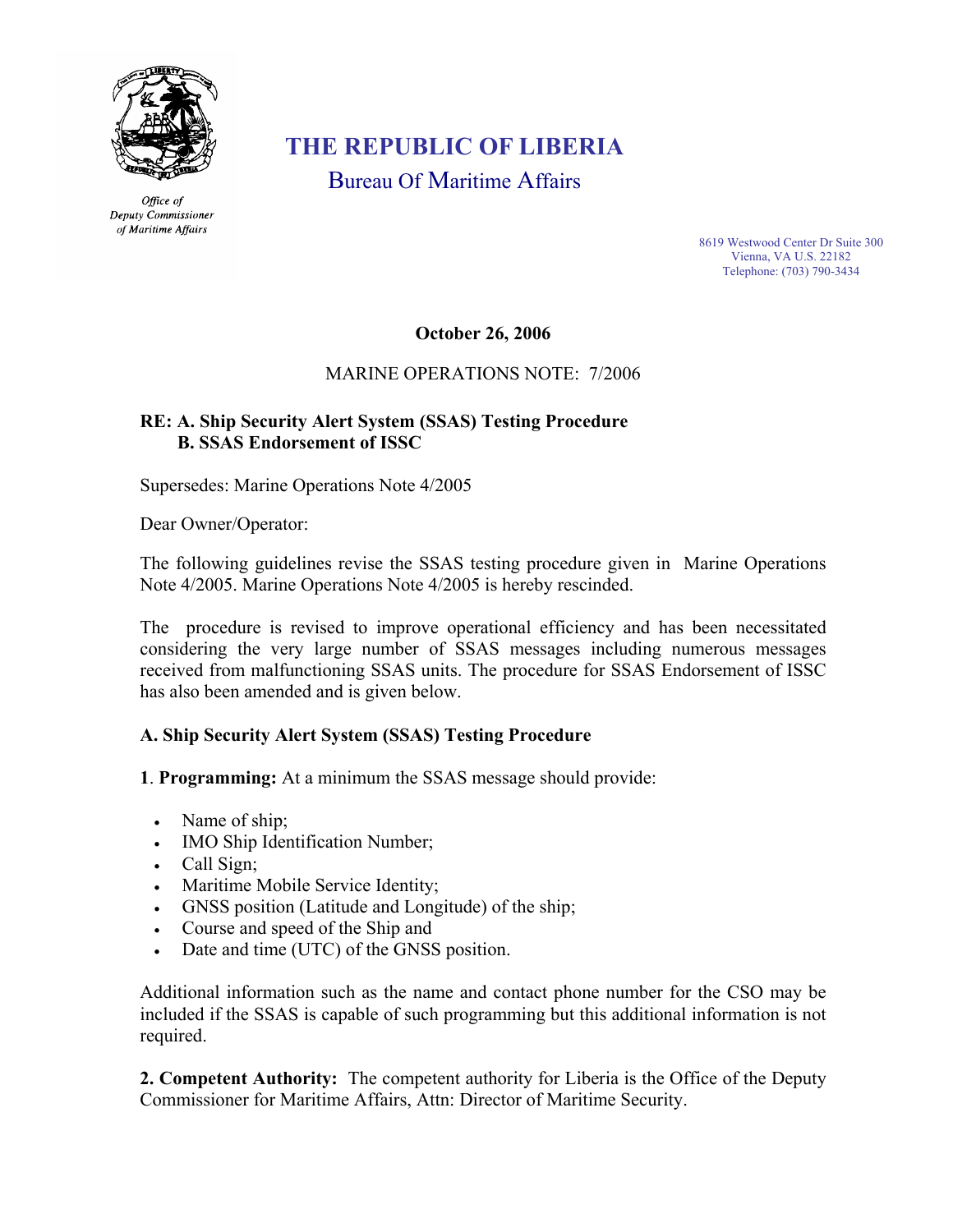*Office of Deputy Commissioner of Maritime Affairs*

# THE REPUBLIC OF LIBERIA

## Bureau Of Maritime Affairs

8619 Westwood Center Dr Suite 300
Vienna, VA U.S. 22182
Telephone: (703) 790-3434

**October 26, 2006**

MARINE OPERATIONS NOTE: 7/2006

**RE: A. Ship Security Alert System (SSAS) Testing Procedure**
**B. SSAS Endorsement of ISSC**

Supersedes: Marine Operations Note 4/2005

Dear Owner/Operator:

The following guidelines revise the SSAS testing procedure given in Marine Operations Note 4/2005. Marine Operations Note 4/2005 is hereby rescinded.

The procedure is revised to improve operational efficiency and has been necessitated considering the very large number of SSAS messages including numerous messages received from malfunctioning SSAS units. The procedure for SSAS Endorsement of ISSC has also been amended and is given below.

### A. Ship Security Alert System (SSAS) Testing Procedure

**1**. **Programming:** At a minimum the SSAS message should provide:

- Name of ship;
- IMO Ship Identification Number;
- Call Sign;
- Maritime Mobile Service Identity;
- GNSS position (Latitude and Longitude) of the ship;
- Course and speed of the Ship and
- Date and time (UTC) of the GNSS position.

Additional information such as the name and contact phone number for the CSO may be included if the SSAS is capable of such programming but this additional information is not required.

**2. Competent Authority:** The competent authority for Liberia is the Office of the Deputy Commissioner for Maritime Affairs, Attn: Director of Maritime Security.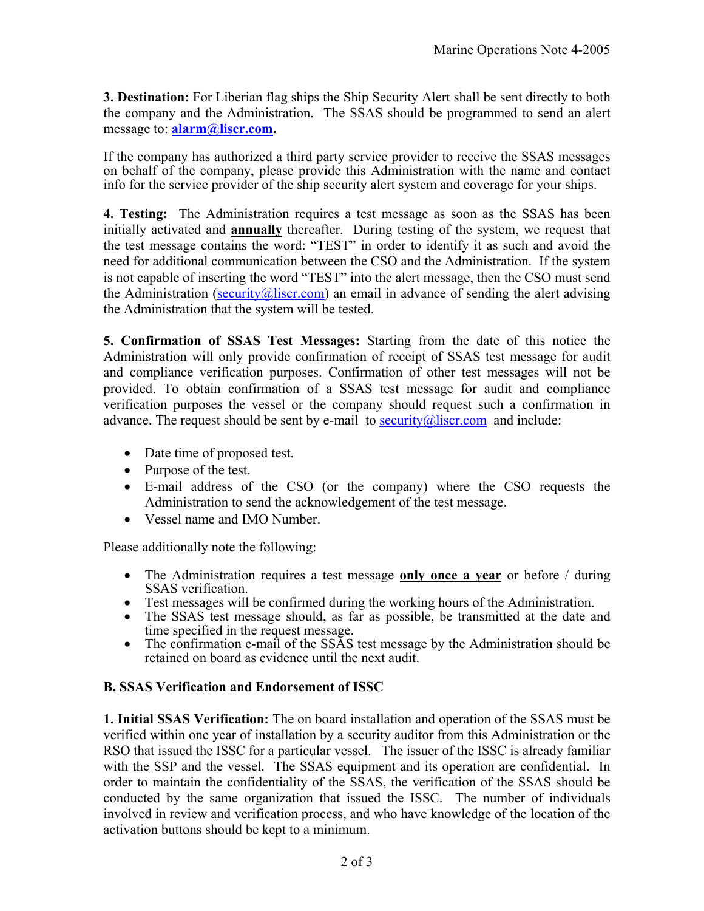**3. Destination:** For Liberian flag ships the Ship Security Alert shall be sent directly to both the company and the Administration. The SSAS should be programmed to send an alert message to: **alarm@liscr.com.**

If the company has authorized a third party service provider to receive the SSAS messages on behalf of the company, please provide this Administration with the name and contact info for the service provider of the ship security alert system and coverage for your ships.

**4. Testing:** The Administration requires a test message as soon as the SSAS has been initially activated and **annually** thereafter. During testing of the system, we request that the test message contains the word: "TEST" in order to identify it as such and avoid the need for additional communication between the CSO and the Administration. If the system is not capable of inserting the word "TEST" into the alert message, then the CSO must send the Administration (security@liscr.com) an email in advance of sending the alert advising the Administration that the system will be tested.

**5. Confirmation of SSAS Test Messages:** Starting from the date of this notice the Administration will only provide confirmation of receipt of SSAS test message for audit and compliance verification purposes. Confirmation of other test messages will not be provided. To obtain confirmation of a SSAS test message for audit and compliance verification purposes the vessel or the company should request such a confirmation in advance. The request should be sent by e-mail to security@liscr.com and include:

- Date time of proposed test.
- Purpose of the test.
- E-mail address of the CSO (or the company) where the CSO requests the Administration to send the acknowledgement of the test message.
- Vessel name and IMO Number.

Please additionally note the following:

- The Administration requires a test message **only once a year** or before / during SSAS verification.
- Test messages will be confirmed during the working hours of the Administration.
- The SSAS test message should, as far as possible, be transmitted at the date and time specified in the request message.
- The confirmation e-mail of the SSAS test message by the Administration should be retained on board as evidence until the next audit.

**B. SSAS Verification and Endorsement of ISSC**

**1. Initial SSAS Verification:** The on board installation and operation of the SSAS must be verified within one year of installation by a security auditor from this Administration or the RSO that issued the ISSC for a particular vessel. The issuer of the ISSC is already familiar with the SSP and the vessel. The SSAS equipment and its operation are confidential. In order to maintain the confidentiality of the SSAS, the verification of the SSAS should be conducted by the same organization that issued the ISSC. The number of individuals involved in review and verification process, and who have knowledge of the location of the activation buttons should be kept to a minimum.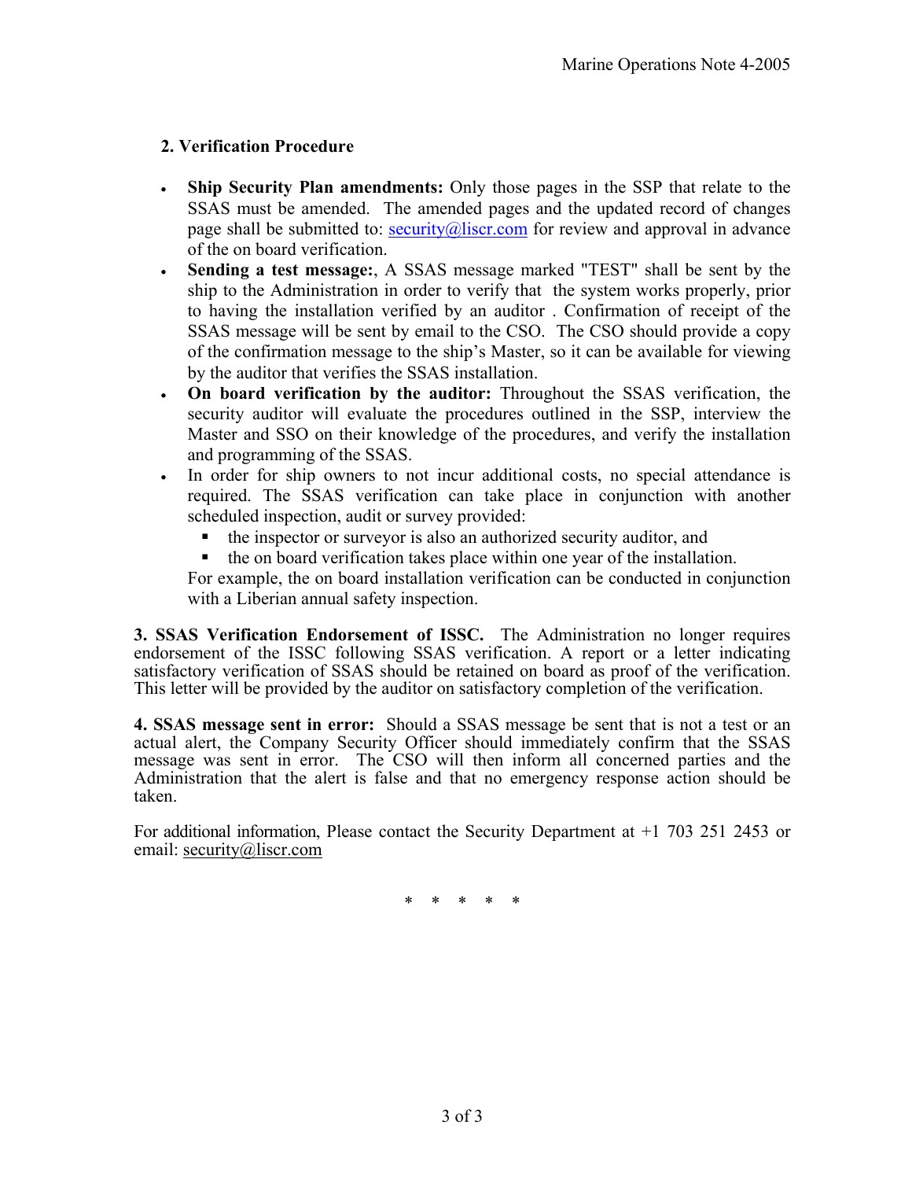## 2. Verification Procedure

- **Ship Security Plan amendments:** Only those pages in the SSP that relate to the SSAS must be amended. The amended pages and the updated record of changes page shall be submitted to: security@liscr.com for review and approval in advance of the on board verification.
- **Sending a test message:**, A SSAS message marked "TEST" shall be sent by the ship to the Administration in order to verify that the system works properly, prior to having the installation verified by an auditor . Confirmation of receipt of the SSAS message will be sent by email to the CSO. The CSO should provide a copy of the confirmation message to the ship's Master, so it can be available for viewing by the auditor that verifies the SSAS installation.
- **On board verification by the auditor:** Throughout the SSAS verification, the security auditor will evaluate the procedures outlined in the SSP, interview the Master and SSO on their knowledge of the procedures, and verify the installation and programming of the SSAS.
- In order for ship owners to not incur additional costs, no special attendance is required. The SSAS verification can take place in conjunction with another scheduled inspection, audit or survey provided:
  - the inspector or surveyor is also an authorized security auditor, and
  - the on board verification takes place within one year of the installation.

  For example, the on board installation verification can be conducted in conjunction with a Liberian annual safety inspection.

**3. SSAS Verification Endorsement of ISSC.** The Administration no longer requires endorsement of the ISSC following SSAS verification. A report or a letter indicating satisfactory verification of SSAS should be retained on board as proof of the verification. This letter will be provided by the auditor on satisfactory completion of the verification.

**4. SSAS message sent in error:** Should a SSAS message be sent that is not a test or an actual alert, the Company Security Officer should immediately confirm that the SSAS message was sent in error. The CSO will then inform all concerned parties and the Administration that the alert is false and that no emergency response action should be taken.

For additional information, Please contact the Security Department at +1 703 251 2453 or email: security@liscr.com

\* \* \* \* \*